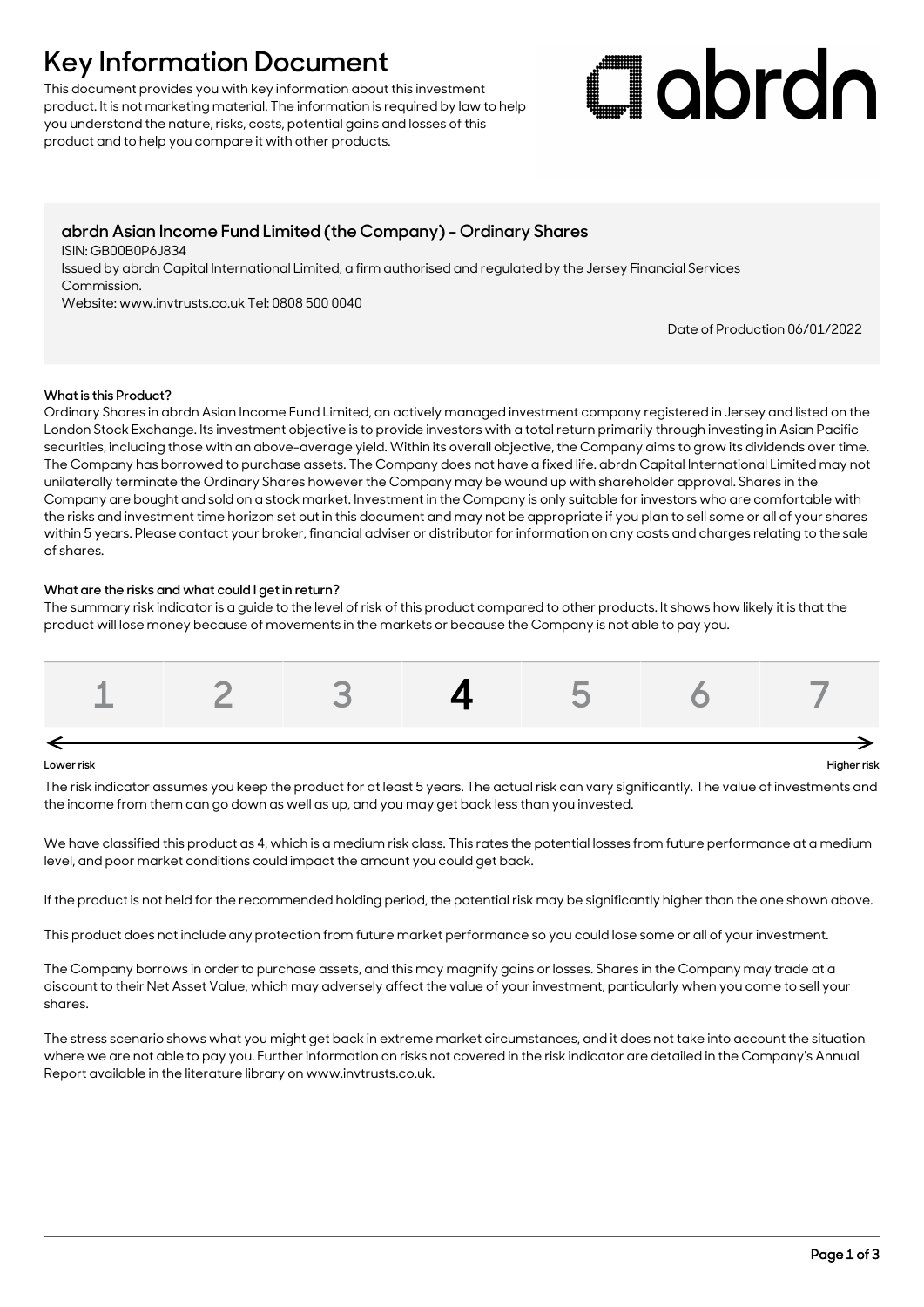# Key Information Document

This document provides you with key information about this investment product. It is not marketing material. The information is required by law to help you understand the nature, risks, costs, potential gains and losses of this product and to help you compare it with other products.

abrdn

## abrdn Asian Income Fund Limited (the Company) - Ordinary Shares

ISIN: GB00B0P6J834

Issued by abrdn Capital International Limited, a firm authorised and regulated by the Jersey Financial Services Commission.

Website: www.invtrusts.co.uk Tel: 0808 500 0040

Date of Production 06/01/2022

### What is this Product?

Ordinary Shares in abrdn Asian Income Fund Limited, an actively managed investment company registered in Jersey and listed on the London Stock Exchange. Its investment objective is to provide investors with a total return primarily through investing in Asian Pacific securities, including those with an above-average yield. Within its overall objective, the Company aims to grow its dividends over time. The Company has borrowed to purchase assets. The Company does not have a fixed life. abrdn Capital International Limited may not unilaterally terminate the Ordinary Shares however the Company may be wound up with shareholder approval. Shares in the Company are bought and sold on a stock market. Investment in the Company is only suitable for investors who are comfortable with the risks and investment time horizon set out in this document and may not be appropriate if you plan to sell some or all of your shares within 5 years. Please contact your broker, financial adviser or distributor for information on any costs and charges relating to the sale of shares.

### What are the risks and what could I get in return?

The summary risk indicator is a guide to the level of risk of this product compared to other products. It shows how likely it is that the product will lose money because of movements in the markets or because the Company is not able to pay you.

| 1 | 2 | 3 | **4** | 5 | 6 | 7 |
|---|---|---|---|---|---|---|

Lower risk ← → Higher risk

The risk indicator assumes you keep the product for at least 5 years. The actual risk can vary significantly. The value of investments and the income from them can go down as well as up, and you may get back less than you invested.

We have classified this product as 4, which is a medium risk class. This rates the potential losses from future performance at a medium level, and poor market conditions could impact the amount you could get back.

If the product is not held for the recommended holding period, the potential risk may be significantly higher than the one shown above.

This product does not include any protection from future market performance so you could lose some or all of your investment.

The Company borrows in order to purchase assets, and this may magnify gains or losses. Shares in the Company may trade at a discount to their Net Asset Value, which may adversely affect the value of your investment, particularly when you come to sell your shares.

The stress scenario shows what you might get back in extreme market circumstances, and it does not take into account the situation where we are not able to pay you. Further information on risks not covered in the risk indicator are detailed in the Company's Annual Report available in the literature library on www.invtrusts.co.uk.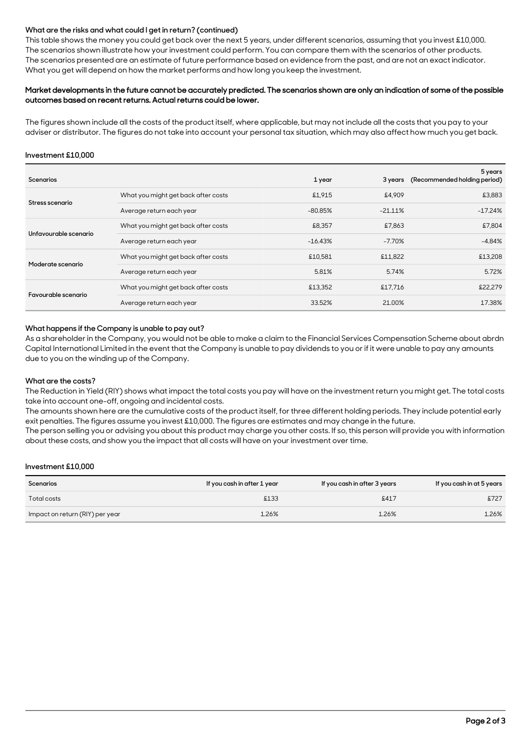### What are the risks and what could I get in return? (continued)

This table shows the money you could get back over the next 5 years, under different scenarios, assuming that you invest £10,000. The scenarios shown illustrate how your investment could perform. You can compare them with the scenarios of other products. The scenarios presented are an estimate of future performance based on evidence from the past, and are not an exact indicator. What you get will depend on how the market performs and how long you keep the investment.

**Market developments in the future cannot be accurately predicted. The scenarios shown are only an indication of some of the possible outcomes based on recent returns. Actual returns could be lower.**

The figures shown include all the costs of the product itself, where applicable, but may not include all the costs that you pay to your adviser or distributor. The figures do not take into account your personal tax situation, which may also affect how much you get back.

**Investment £10,000**

| Scenarios | | 1 year | 3 years | 5 years (Recommended holding period) |
|---|---|---|---|---|
| Stress scenario | What you might get back after costs | £1,915 | £4,909 | £3,883 |
| | Average return each year | -80.85% | -21.11% | -17.24% |
| Unfavourable scenario | What you might get back after costs | £8,357 | £7,863 | £7,804 |
| | Average return each year | -16.43% | -7.70% | -4.84% |
| Moderate scenario | What you might get back after costs | £10,581 | £11,822 | £13,208 |
| | Average return each year | 5.81% | 5.74% | 5.72% |
| Favourable scenario | What you might get back after costs | £13,352 | £17,716 | £22,279 |
| | Average return each year | 33.52% | 21.00% | 17.38% |

### What happens if the Company is unable to pay out?

As a shareholder in the Company, you would not be able to make a claim to the Financial Services Compensation Scheme about abrdn Capital International Limited in the event that the Company is unable to pay dividends to you or if it were unable to pay any amounts due to you on the winding up of the Company.

### What are the costs?

The Reduction in Yield (RIY) shows what impact the total costs you pay will have on the investment return you might get. The total costs take into account one-off, ongoing and incidental costs.

The amounts shown here are the cumulative costs of the product itself, for three different holding periods. They include potential early exit penalties. The figures assume you invest £10,000. The figures are estimates and may change in the future.

The person selling you or advising you about this product may charge you other costs. If so, this person will provide you with information about these costs, and show you the impact that all costs will have on your investment over time.

**Investment £10,000**

| Scenarios | If you cash in after 1 year | If you cash in after 3 years | If you cash in at 5 years |
|---|---|---|---|
| Total costs | £133 | £417 | £727 |
| Impact on return (RIY) per year | 1.26% | 1.26% | 1.26% |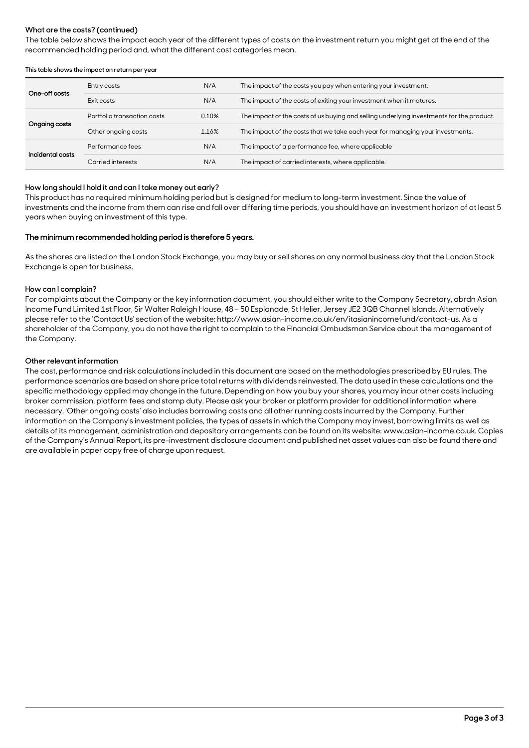### What are the costs? (continued)

The table below shows the impact each year of the different types of costs on the investment return you might get at the end of the recommended holding period and, what the different cost categories mean.

**This table shows the impact on return per year**

| | | | |
|---|---|---|---|
| **One-off costs** | Entry costs | N/A | The impact of the costs you pay when entering your investment. |
| | Exit costs | N/A | The impact of the costs of exiting your investment when it matures. |
| **Ongoing costs** | Portfolio transaction costs | 0.10% | The impact of the costs of us buying and selling underlying investments for the product. |
| | Other ongoing costs | 1.16% | The impact of the costs that we take each year for managing your investments. |
| **Incidental costs** | Performance fees | N/A | The impact of a performance fee, where applicable |
| | Carried interests | N/A | The impact of carried interests, where applicable. |

### How long should I hold it and can I take money out early?

This product has no required minimum holding period but is designed for medium to long-term investment. Since the value of investments and the income from them can rise and fall over differing time periods, you should have an investment horizon of at least 5 years when buying an investment of this type.

**The minimum recommended holding period is therefore 5 years.**

As the shares are listed on the London Stock Exchange, you may buy or sell shares on any normal business day that the London Stock Exchange is open for business.

### How can I complain?

For complaints about the Company or the key information document, you should either write to the Company Secretary, abrdn Asian Income Fund Limited 1st Floor, Sir Walter Raleigh House, 48 - 50 Esplanade, St Helier, Jersey JE2 3QB Channel Islands. Alternatively please refer to the 'Contact Us' section of the website: http://www.asian-income.co.uk/en/itasianincomefund/contact-us. As a shareholder of the Company, you do not have the right to complain to the Financial Ombudsman Service about the management of the Company.

### Other relevant information

The cost, performance and risk calculations included in this document are based on the methodologies prescribed by EU rules. The performance scenarios are based on share price total returns with dividends reinvested. The data used in these calculations and the specific methodology applied may change in the future. Depending on how you buy your shares, you may incur other costs including broker commission, platform fees and stamp duty. Please ask your broker or platform provider for additional information where necessary. 'Other ongoing costs' also includes borrowing costs and all other running costs incurred by the Company. Further information on the Company's investment policies, the types of assets in which the Company may invest, borrowing limits as well as details of its management, administration and depositary arrangements can be found on its website: www.asian-income.co.uk. Copies of the Company's Annual Report, its pre-investment disclosure document and published net asset values can also be found there and are available in paper copy free of charge upon request.